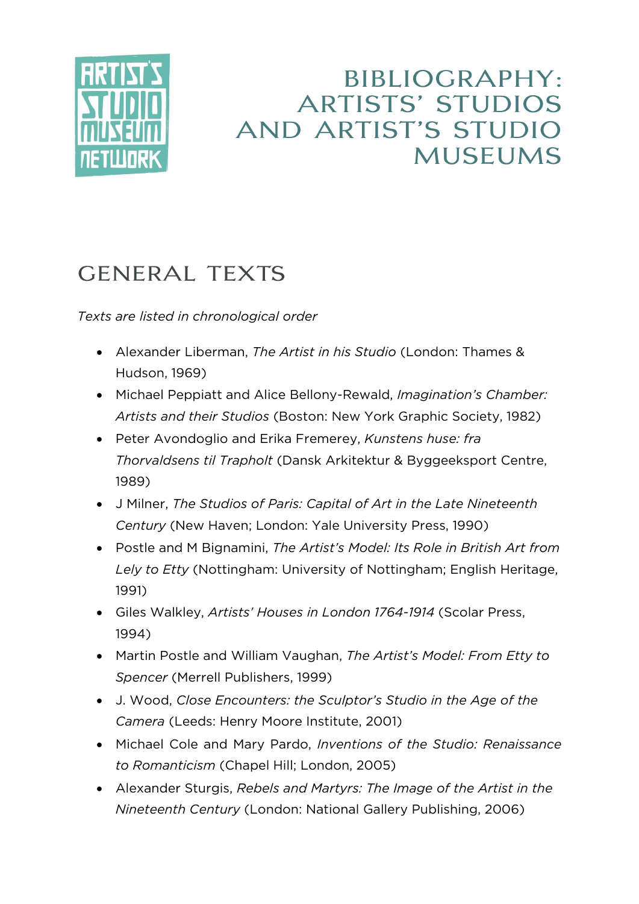# BIBLIOGRAPHY: ARTISTS' STUDIOS AND ARTIST'S STUDIO MUSEUMS

## GENERAL TEXTS

*Texts are listed in chronological order*

- Alexander Liberman, *The Artist in his Studio* (London: Thames & Hudson, 1969)
- Michael Peppiatt and Alice Bellony-Rewald, *Imagination's Chamber: Artists and their Studios* (Boston: New York Graphic Society, 1982)
- Peter Avondoglio and Erika Fremerey, *Kunstens huse: fra Thorvaldsens til Trapholt* (Dansk Arkitektur & Byggeeksport Centre, 1989)
- J Milner, *The Studios of Paris: Capital of Art in the Late Nineteenth Century* (New Haven; London: Yale University Press, 1990)
- Postle and M Bignamini, *The Artist's Model: Its Role in British Art from Lely to Etty* (Nottingham: University of Nottingham; English Heritage, 1991)
- Giles Walkley, *Artists' Houses in London 1764-1914* (Scolar Press, 1994)
- Martin Postle and William Vaughan, *The Artist's Model: From Etty to Spencer* (Merrell Publishers, 1999)
- J. Wood, *Close Encounters: the Sculptor's Studio in the Age of the Camera* (Leeds: Henry Moore Institute, 2001)
- Michael Cole and Mary Pardo, *Inventions of the Studio: Renaissance to Romanticism* (Chapel Hill; London, 2005)
- Alexander Sturgis, *Rebels and Martyrs: The Image of the Artist in the Nineteenth Century* (London: National Gallery Publishing, 2006)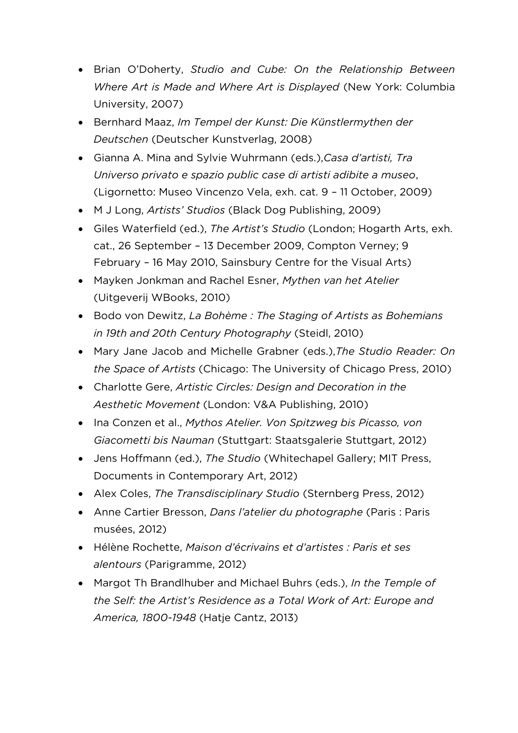- Brian O'Doherty, *Studio and Cube: On the Relationship Between Where Art is Made and Where Art is Displayed* (New York: Columbia University, 2007)
- Bernhard Maaz, *Im Tempel der Kunst: Die Künstlermythen der Deutschen* (Deutscher Kunstverlag, 2008)
- Gianna A. Mina and Sylvie Wuhrmann (eds.),*Casa d'artisti, Tra Universo privato e spazio public case di artisti adibite a museo*, (Ligornetto: Museo Vincenzo Vela, exh. cat. 9 – 11 October, 2009)
- M J Long, *Artists' Studios* (Black Dog Publishing, 2009)
- Giles Waterfield (ed.), *The Artist's Studio* (London; Hogarth Arts, exh. cat., 26 September – 13 December 2009, Compton Verney; 9 February – 16 May 2010, Sainsbury Centre for the Visual Arts)
- Mayken Jonkman and Rachel Esner, *Mythen van het Atelier* (Uitgeverij WBooks, 2010)
- Bodo von Dewitz, *La Bohème : The Staging of Artists as Bohemians in 19th and 20th Century Photography* (Steidl, 2010)
- Mary Jane Jacob and Michelle Grabner (eds.),*The Studio Reader: On the Space of Artists* (Chicago: The University of Chicago Press, 2010)
- Charlotte Gere, *Artistic Circles: Design and Decoration in the Aesthetic Movement* (London: V&A Publishing, 2010)
- Ina Conzen et al., *Mythos Atelier. Von Spitzweg bis Picasso, von Giacometti bis Nauman* (Stuttgart: Staatsgalerie Stuttgart, 2012)
- Jens Hoffmann (ed.), *The Studio* (Whitechapel Gallery; MIT Press, Documents in Contemporary Art, 2012)
- Alex Coles, *The Transdisciplinary Studio* (Sternberg Press, 2012)
- Anne Cartier Bresson, *Dans l'atelier du photographe* (Paris : Paris musées, 2012)
- Hélène Rochette, *Maison d'écrivains et d'artistes : Paris et ses alentours* (Parigramme, 2012)
- Margot Th Brandlhuber and Michael Buhrs (eds.), *In the Temple of the Self: the Artist's Residence as a Total Work of Art: Europe and America, 1800-1948* (Hatje Cantz, 2013)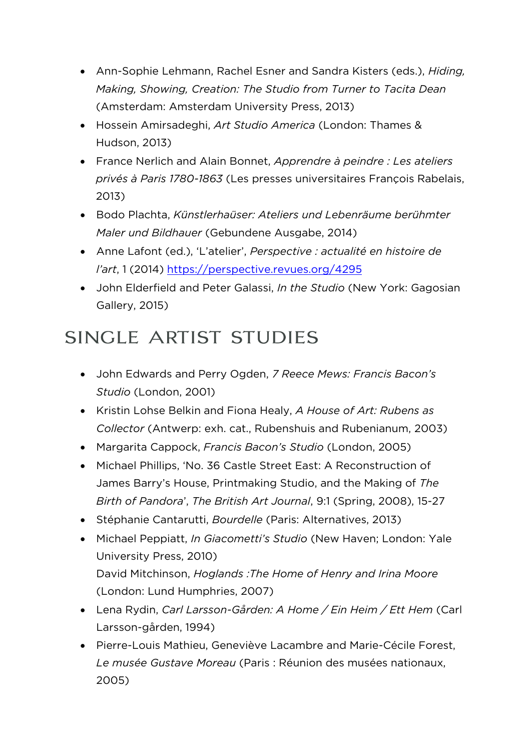- Ann-Sophie Lehmann, Rachel Esner and Sandra Kisters (eds.), *Hiding, Making, Showing, Creation: The Studio from Turner to Tacita Dean* (Amsterdam: Amsterdam University Press, 2013)
- Hossein Amirsadeghi, *Art Studio America* (London: Thames & Hudson, 2013)
- France Nerlich and Alain Bonnet, *Apprendre à peindre : Les ateliers privés à Paris 1780-1863* (Les presses universitaires François Rabelais, 2013)
- Bodo Plachta, *Künstlerhaüser: Ateliers und Lebenräume berühmter Maler und Bildhauer* (Gebundene Ausgabe, 2014)
- Anne Lafont (ed.), 'L'atelier', *Perspective : actualité en histoire de l'art*, 1 (2014) https://perspective.revues.org/4295
- John Elderfield and Peter Galassi, *In the Studio* (New York: Gagosian Gallery, 2015)

## SINGLE ARTIST STUDIES

- John Edwards and Perry Ogden, *7 Reece Mews: Francis Bacon's Studio* (London, 2001)
- Kristin Lohse Belkin and Fiona Healy, *A House of Art: Rubens as Collector* (Antwerp: exh. cat., Rubenshuis and Rubenianum, 2003)
- Margarita Cappock, *Francis Bacon's Studio* (London, 2005)
- Michael Phillips, 'No. 36 Castle Street East: A Reconstruction of James Barry's House, Printmaking Studio, and the Making of *The Birth of Pandora*', *The British Art Journal*, 9:1 (Spring, 2008), 15-27
- Stéphanie Cantarutti, *Bourdelle* (Paris: Alternatives, 2013)
- Michael Peppiatt, *In Giacometti's Studio* (New Haven; London: Yale University Press, 2010)
  David Mitchinson, *Hoglands :The Home of Henry and Irina Moore* (London: Lund Humphries, 2007)
- Lena Rydin, *Carl Larsson-Gården: A Home / Ein Heim / Ett Hem* (Carl Larsson-gården, 1994)
- Pierre-Louis Mathieu, Geneviève Lacambre and Marie-Cécile Forest, *Le musée Gustave Moreau* (Paris : Réunion des musées nationaux, 2005)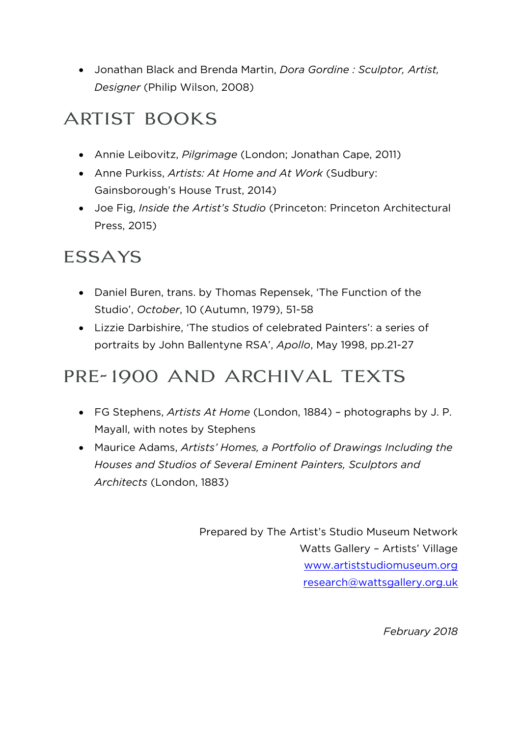- Jonathan Black and Brenda Martin, *Dora Gordine : Sculptor, Artist, Designer* (Philip Wilson, 2008)

## ARTIST BOOKS

- Annie Leibovitz, *Pilgrimage* (London; Jonathan Cape, 2011)
- Anne Purkiss, *Artists: At Home and At Work* (Sudbury: Gainsborough's House Trust, 2014)
- Joe Fig, *Inside the Artist's Studio* (Princeton: Princeton Architectural Press, 2015)

## ESSAYS

- Daniel Buren, trans. by Thomas Repensek, 'The Function of the Studio', *October*, 10 (Autumn, 1979), 51-58
- Lizzie Darbishire, 'The studios of celebrated Painters': a series of portraits by John Ballentyne RSA', *Apollo*, May 1998, pp.21-27

## PRE-1900 AND ARCHIVAL TEXTS

- FG Stephens, *Artists At Home* (London, 1884) – photographs by J. P. Mayall, with notes by Stephens
- Maurice Adams, *Artists' Homes, a Portfolio of Drawings Including the Houses and Studios of Several Eminent Painters, Sculptors and Architects* (London, 1883)

Prepared by The Artist's Studio Museum Network
Watts Gallery – Artists' Village
www.artiststudiomuseum.org
research@wattsgallery.org.uk

*February 2018*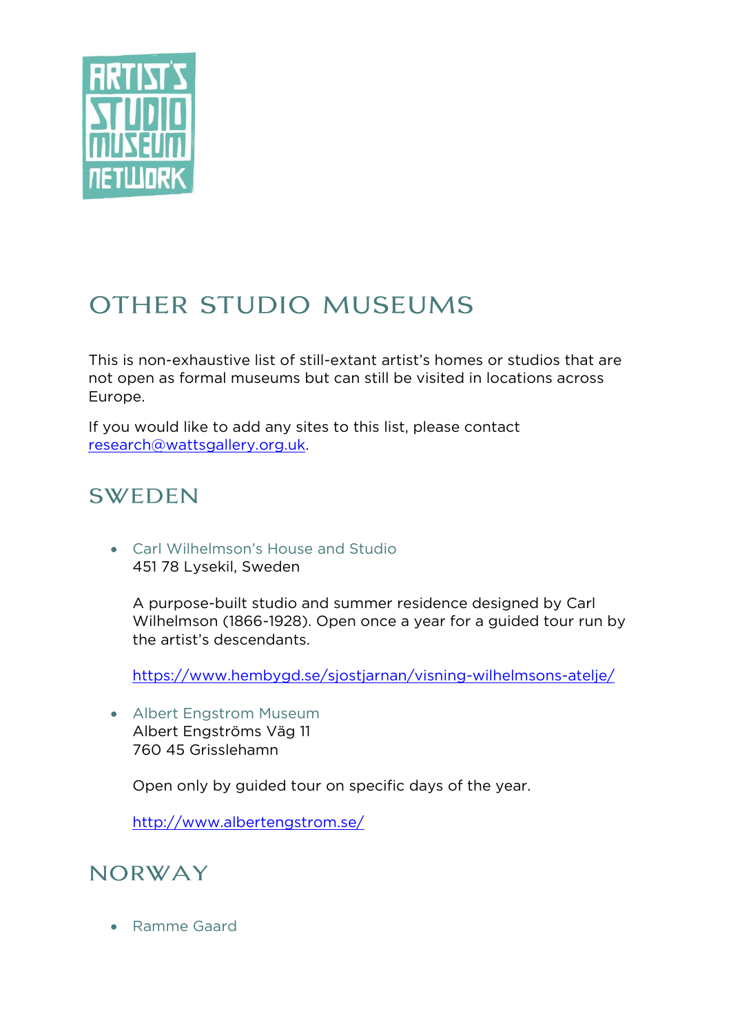# OTHER STUDIO MUSEUMS

This is non-exhaustive list of still-extant artist's homes or studios that are not open as formal museums but can still be visited in locations across Europe.

If you would like to add any sites to this list, please contact research@wattsgallery.org.uk.

## SWEDEN

- Carl Wilhelmson's House and Studio
  451 78 Lysekil, Sweden

  A purpose-built studio and summer residence designed by Carl Wilhelmson (1866-1928). Open once a year for a guided tour run by the artist's descendants.

  https://www.hembygd.se/sjostjarnan/visning-wilhelmsons-atelje/

- Albert Engstrom Museum
  Albert Engströms Väg 11
  760 45 Grisslehamn

  Open only by guided tour on specific days of the year.

  http://www.albertengstrom.se/

## NORWAY

- Ramme Gaard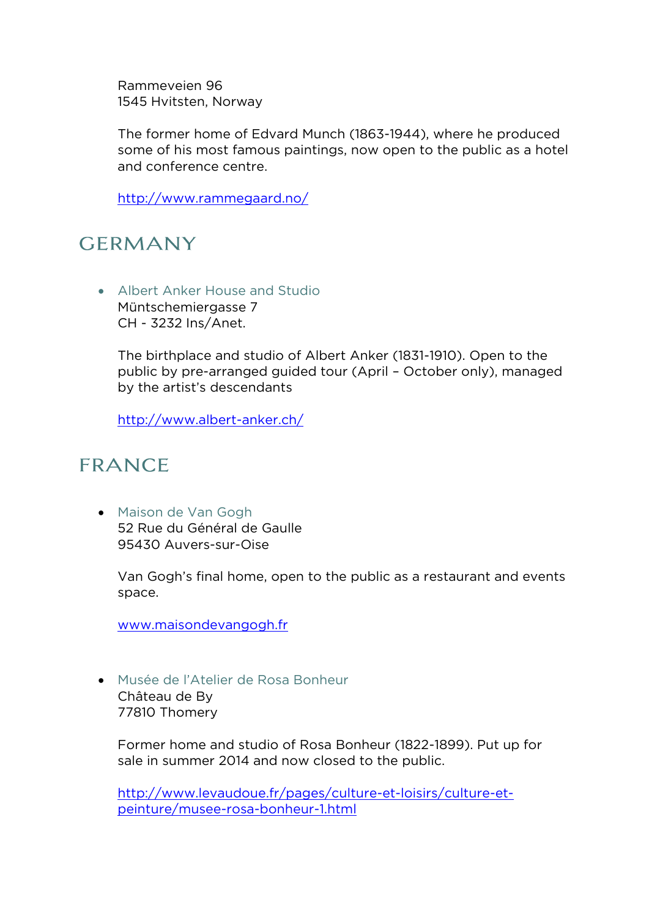Rammeveien 96
1545 Hvitsten, Norway

The former home of Edvard Munch (1863-1944), where he produced some of his most famous paintings, now open to the public as a hotel and conference centre.

http://www.rammegaard.no/

## GERMANY

- Albert Anker House and Studio
  Müntschemiergasse 7
  CH - 3232 Ins/Anet.

  The birthplace and studio of Albert Anker (1831-1910). Open to the public by pre-arranged guided tour (April – October only), managed by the artist's descendants

  http://www.albert-anker.ch/

## FRANCE

- Maison de Van Gogh
  52 Rue du Général de Gaulle
  95430 Auvers-sur-Oise

  Van Gogh's final home, open to the public as a restaurant and events space.

  www.maisondevangogh.fr

- Musée de l'Atelier de Rosa Bonheur
  Château de By
  77810 Thomery

  Former home and studio of Rosa Bonheur (1822-1899). Put up for sale in summer 2014 and now closed to the public.

  http://www.levaudoue.fr/pages/culture-et-loisirs/culture-et-peinture/musee-rosa-bonheur-1.html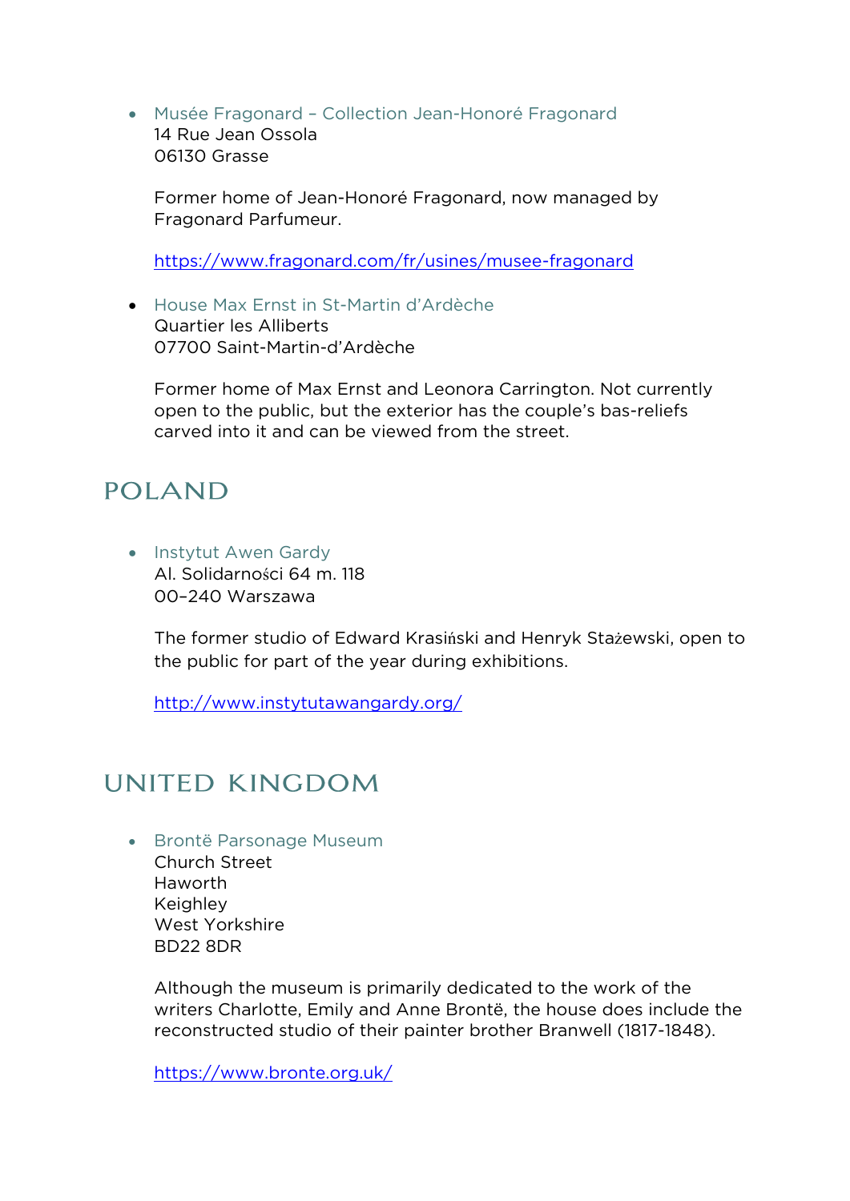- Musée Fragonard – Collection Jean-Honoré Fragonard
  14 Rue Jean Ossola
  06130 Grasse

  Former home of Jean-Honoré Fragonard, now managed by Fragonard Parfumeur.

  https://www.fragonard.com/fr/usines/musee-fragonard

- House Max Ernst in St-Martin d'Ardèche
  Quartier les Alliberts
  07700 Saint-Martin-d'Ardèche

  Former home of Max Ernst and Leonora Carrington. Not currently open to the public, but the exterior has the couple's bas-reliefs carved into it and can be viewed from the street.

## POLAND

- Instytut Awen Gardy
  Al. Solidarności 64 m. 118
  00–240 Warszawa

  The former studio of Edward Krasiński and Henryk Stażewski, open to the public for part of the year during exhibitions.

  http://www.instytutawangardy.org/

## UNITED KINGDOM

- Brontë Parsonage Museum
  Church Street
  Haworth
  Keighley
  West Yorkshire
  BD22 8DR

  Although the museum is primarily dedicated to the work of the writers Charlotte, Emily and Anne Brontë, the house does include the reconstructed studio of their painter brother Branwell (1817-1848).

  https://www.bronte.org.uk/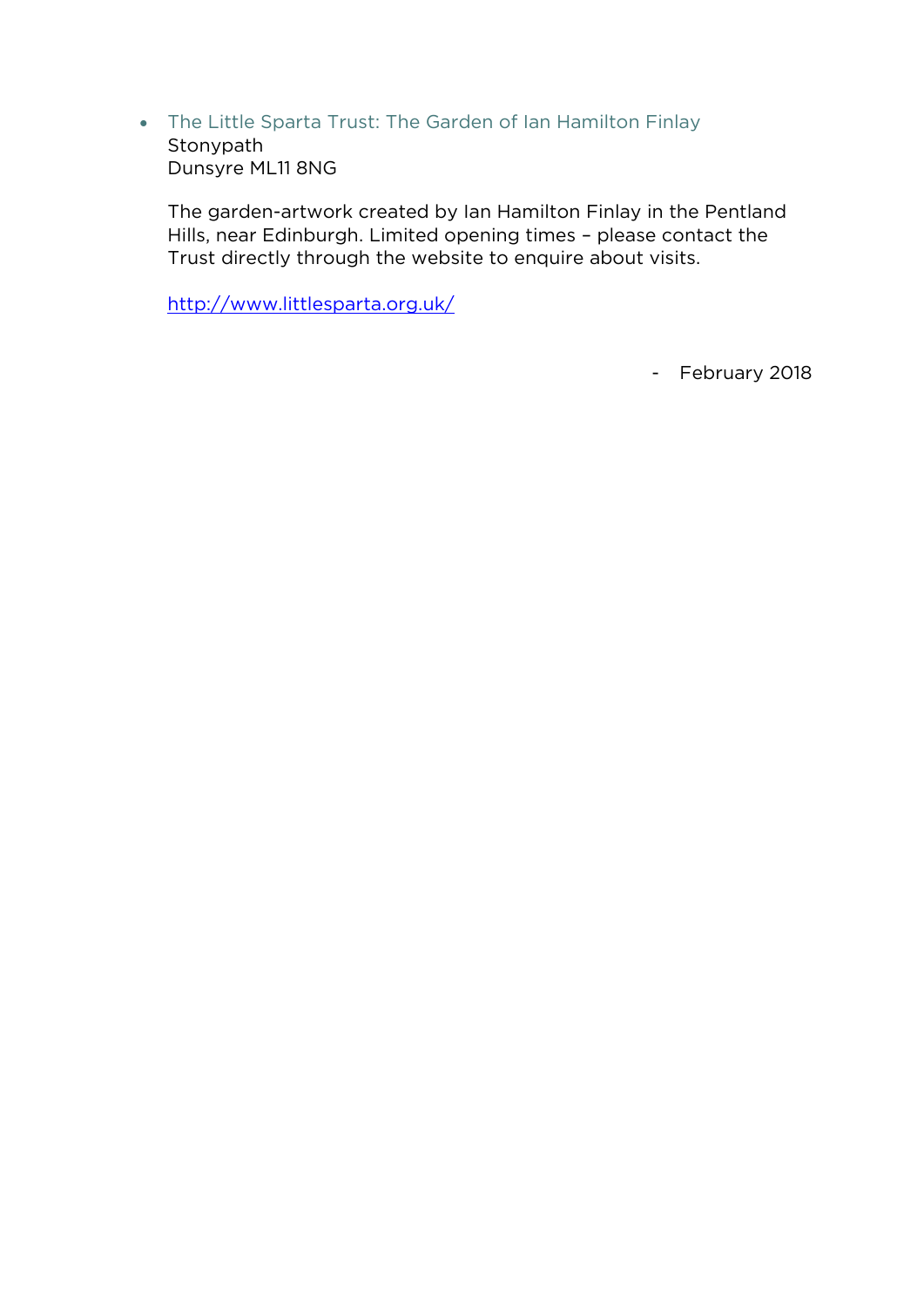- The Little Sparta Trust: The Garden of Ian Hamilton Finlay
  Stonypath
  Dunsyre ML11 8NG

  The garden-artwork created by Ian Hamilton Finlay in the Pentland Hills, near Edinburgh. Limited opening times – please contact the Trust directly through the website to enquire about visits.

  http://www.littlesparta.org.uk/

- February 2018